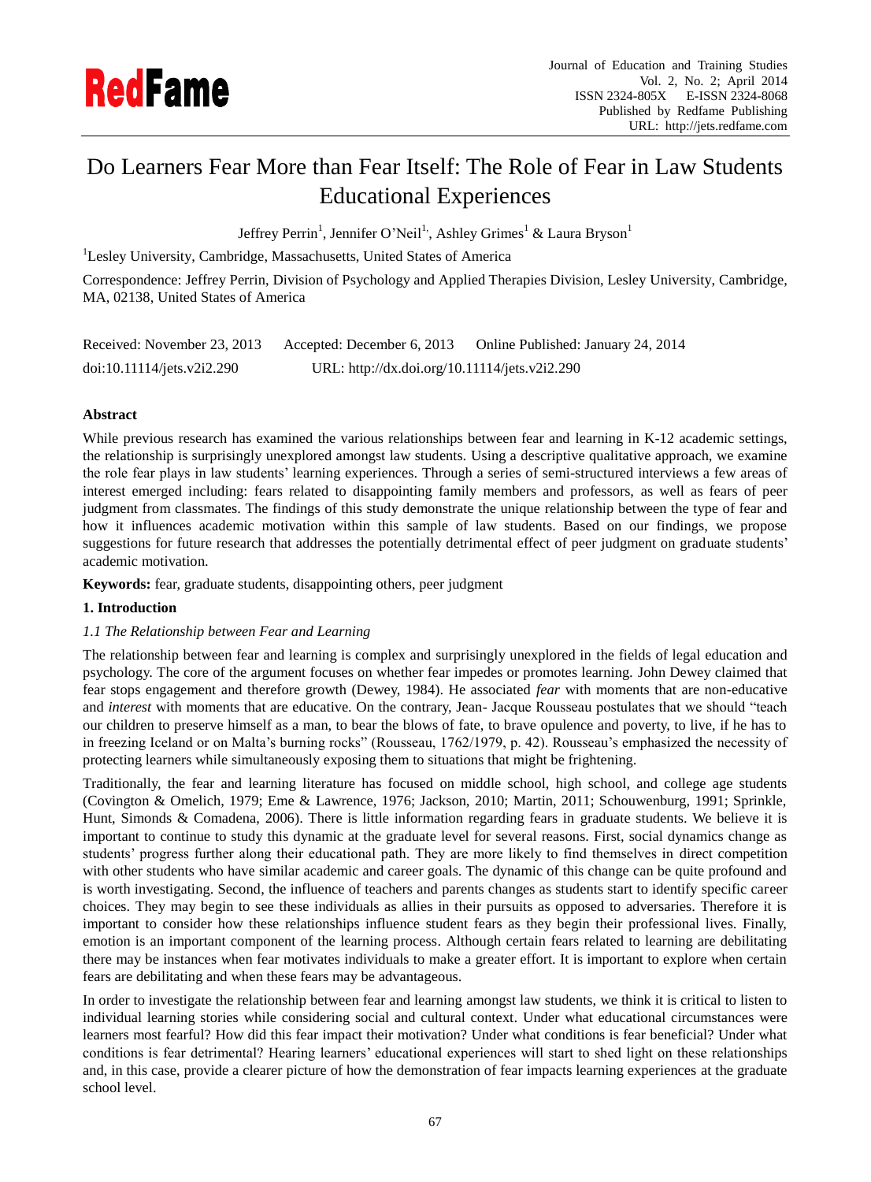# Do Learners Fear More than Fear Itself: The Role of Fear in Law Students Educational Experiences

Jeffrey Perrin[1], Jennifer O'Neil[1,], Ashley Grimes[1] & Laura Bryson[1]

[1]Lesley University, Cambridge, Massachusetts, United States of America

Correspondence: Jeffrey Perrin, Division of Psychology and Applied Therapies Division, Lesley University, Cambridge, MA, 02138, United States of America

Received: November 23, 2013 Accepted: December 6, 2013 Online Published: January 24, 2014

doi:10.11114/jets.v2i2.290 URL: http://dx.doi.org/10.11114/jets.v2i2.290

## Abstract

While previous research has examined the various relationships between fear and learning in K-12 academic settings, the relationship is surprisingly unexplored amongst law students. Using a descriptive qualitative approach, we examine the role fear plays in law students' learning experiences. Through a series of semi-structured interviews a few areas of interest emerged including: fears related to disappointing family members and professors, as well as fears of peer judgment from classmates. The findings of this study demonstrate the unique relationship between the type of fear and how it influences academic motivation within this sample of law students. Based on our findings, we propose suggestions for future research that addresses the potentially detrimental effect of peer judgment on graduate students' academic motivation.

**Keywords:** fear, graduate students, disappointing others, peer judgment

## 1. Introduction

### *1.1 The Relationship between Fear and Learning*

The relationship between fear and learning is complex and surprisingly unexplored in the fields of legal education and psychology. The core of the argument focuses on whether fear impedes or promotes learning. John Dewey claimed that fear stops engagement and therefore growth (Dewey, 1984). He associated *fear* with moments that are non-educative and *interest* with moments that are educative. On the contrary, Jean- Jacque Rousseau postulates that we should "teach our children to preserve himself as a man, to bear the blows of fate, to brave opulence and poverty, to live, if he has to in freezing Iceland or on Malta's burning rocks" (Rousseau, 1762/1979, p. 42). Rousseau's emphasized the necessity of protecting learners while simultaneously exposing them to situations that might be frightening.

Traditionally, the fear and learning literature has focused on middle school, high school, and college age students (Covington & Omelich, 1979; Eme & Lawrence, 1976; Jackson, 2010; Martin, 2011; Schouwenburg, 1991; Sprinkle, Hunt, Simonds & Comadena, 2006). There is little information regarding fears in graduate students. We believe it is important to continue to study this dynamic at the graduate level for several reasons. First, social dynamics change as students' progress further along their educational path. They are more likely to find themselves in direct competition with other students who have similar academic and career goals. The dynamic of this change can be quite profound and is worth investigating. Second, the influence of teachers and parents changes as students start to identify specific career choices. They may begin to see these individuals as allies in their pursuits as opposed to adversaries. Therefore it is important to consider how these relationships influence student fears as they begin their professional lives. Finally, emotion is an important component of the learning process. Although certain fears related to learning are debilitating there may be instances when fear motivates individuals to make a greater effort. It is important to explore when certain fears are debilitating and when these fears may be advantageous.

In order to investigate the relationship between fear and learning amongst law students, we think it is critical to listen to individual learning stories while considering social and cultural context. Under what educational circumstances were learners most fearful? How did this fear impact their motivation? Under what conditions is fear beneficial? Under what conditions is fear detrimental? Hearing learners' educational experiences will start to shed light on these relationships and, in this case, provide a clearer picture of how the demonstration of fear impacts learning experiences at the graduate school level.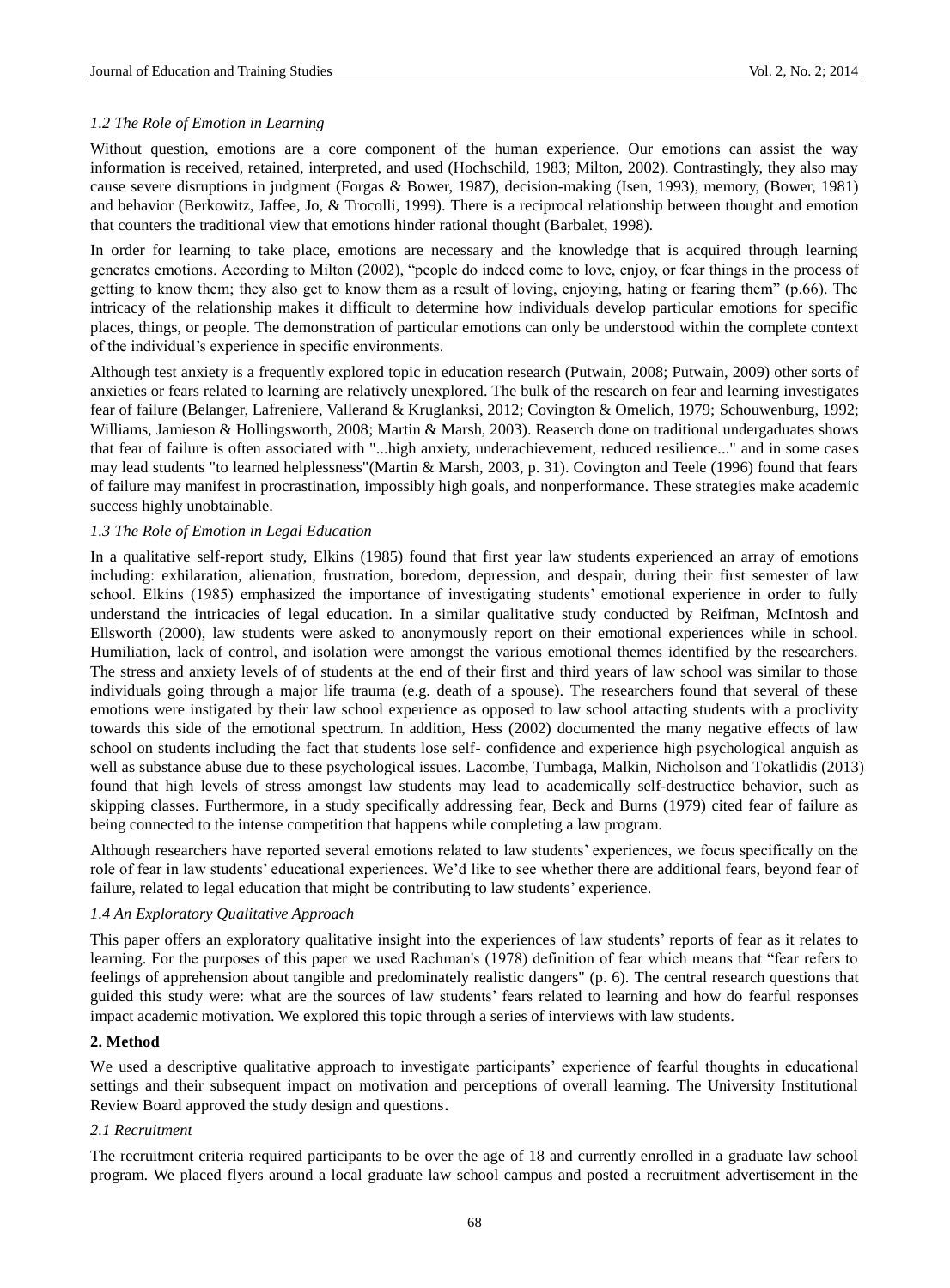### *1.2 The Role of Emotion in Learning*

Without question, emotions are a core component of the human experience. Our emotions can assist the way information is received, retained, interpreted, and used (Hochschild, 1983; Milton, 2002). Contrastingly, they also may cause severe disruptions in judgment (Forgas & Bower, 1987), decision-making (Isen, 1993), memory, (Bower, 1981) and behavior (Berkowitz, Jaffee, Jo, & Trocolli, 1999). There is a reciprocal relationship between thought and emotion that counters the traditional view that emotions hinder rational thought (Barbalet, 1998).

In order for learning to take place, emotions are necessary and the knowledge that is acquired through learning generates emotions. According to Milton (2002), "people do indeed come to love, enjoy, or fear things in the process of getting to know them; they also get to know them as a result of loving, enjoying, hating or fearing them" (p.66). The intricacy of the relationship makes it difficult to determine how individuals develop particular emotions for specific places, things, or people. The demonstration of particular emotions can only be understood within the complete context of the individual's experience in specific environments.

Although test anxiety is a frequently explored topic in education research (Putwain, 2008; Putwain, 2009) other sorts of anxieties or fears related to learning are relatively unexplored. The bulk of the research on fear and learning investigates fear of failure (Belanger, Lafreniere, Vallerand & Kruglanksi, 2012; Covington & Omelich, 1979; Schouwenburg, 1992; Williams, Jamieson & Hollingsworth, 2008; Martin & Marsh, 2003). Reaserch done on traditional undergaduates shows that fear of failure is often associated with "...high anxiety, underachievement, reduced resilience..." and in some cases may lead students "to learned helplessness"(Martin & Marsh, 2003, p. 31). Covington and Teele (1996) found that fears of failure may manifest in procrastination, impossibly high goals, and nonperformance. These strategies make academic success highly unobtainable.

### *1.3 The Role of Emotion in Legal Education*

In a qualitative self-report study, Elkins (1985) found that first year law students experienced an array of emotions including: exhilaration, alienation, frustration, boredom, depression, and despair, during their first semester of law school. Elkins (1985) emphasized the importance of investigating students' emotional experience in order to fully understand the intricacies of legal education. In a similar qualitative study conducted by Reifman, McIntosh and Ellsworth (2000), law students were asked to anonymously report on their emotional experiences while in school. Humiliation, lack of control, and isolation were amongst the various emotional themes identified by the researchers. The stress and anxiety levels of of students at the end of their first and third years of law school was similar to those individuals going through a major life trauma (e.g. death of a spouse). The researchers found that several of these emotions were instigated by their law school experience as opposed to law school attacting students with a proclivity towards this side of the emotional spectrum. In addition, Hess (2002) documented the many negative effects of law school on students including the fact that students lose self- confidence and experience high psychological anguish as well as substance abuse due to these psychological issues. Lacombe, Tumbaga, Malkin, Nicholson and Tokatlidis (2013) found that high levels of stress amongst law students may lead to academically self-destructice behavior, such as skipping classes. Furthermore, in a study specifically addressing fear, Beck and Burns (1979) cited fear of failure as being connected to the intense competition that happens while completing a law program.

Although researchers have reported several emotions related to law students' experiences, we focus specifically on the role of fear in law students' educational experiences. We'd like to see whether there are additional fears, beyond fear of failure, related to legal education that might be contributing to law students' experience.

### *1.4 An Exploratory Qualitative Approach*

This paper offers an exploratory qualitative insight into the experiences of law students' reports of fear as it relates to learning. For the purposes of this paper we used Rachman's (1978) definition of fear which means that "fear refers to feelings of apprehension about tangible and predominately realistic dangers" (p. 6). The central research questions that guided this study were: what are the sources of law students' fears related to learning and how do fearful responses impact academic motivation. We explored this topic through a series of interviews with law students.

## 2. Method

We used a descriptive qualitative approach to investigate participants' experience of fearful thoughts in educational settings and their subsequent impact on motivation and perceptions of overall learning. The University Institutional Review Board approved the study design and questions.

### *2.1 Recruitment*

The recruitment criteria required participants to be over the age of 18 and currently enrolled in a graduate law school program. We placed flyers around a local graduate law school campus and posted a recruitment advertisement in the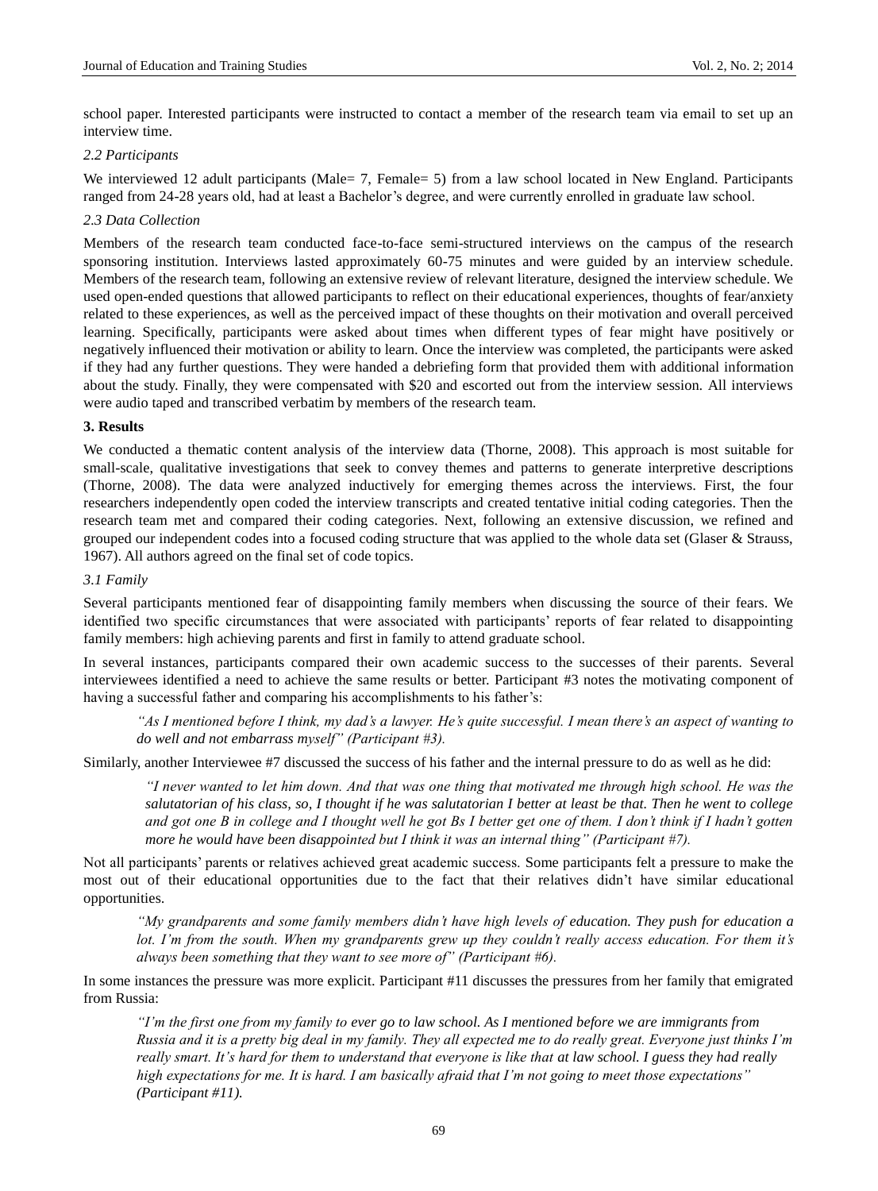school paper. Interested participants were instructed to contact a member of the research team via email to set up an interview time.

### *2.2 Participants*

We interviewed 12 adult participants (Male= 7, Female= 5) from a law school located in New England. Participants ranged from 24-28 years old, had at least a Bachelor's degree, and were currently enrolled in graduate law school.

### *2.3 Data Collection*

Members of the research team conducted face-to-face semi-structured interviews on the campus of the research sponsoring institution. Interviews lasted approximately 60-75 minutes and were guided by an interview schedule. Members of the research team, following an extensive review of relevant literature, designed the interview schedule. We used open-ended questions that allowed participants to reflect on their educational experiences, thoughts of fear/anxiety related to these experiences, as well as the perceived impact of these thoughts on their motivation and overall perceived learning. Specifically, participants were asked about times when different types of fear might have positively or negatively influenced their motivation or ability to learn. Once the interview was completed, the participants were asked if they had any further questions. They were handed a debriefing form that provided them with additional information about the study. Finally, they were compensated with $20 and escorted out from the interview session. All interviews were audio taped and transcribed verbatim by members of the research team.

## **3. Results**

We conducted a thematic content analysis of the interview data (Thorne, 2008). This approach is most suitable for small-scale, qualitative investigations that seek to convey themes and patterns to generate interpretive descriptions (Thorne, 2008). The data were analyzed inductively for emerging themes across the interviews. First, the four researchers independently open coded the interview transcripts and created tentative initial coding categories. Then the research team met and compared their coding categories. Next, following an extensive discussion, we refined and grouped our independent codes into a focused coding structure that was applied to the whole data set (Glaser & Strauss, 1967). All authors agreed on the final set of code topics.

### *3.1 Family*

Several participants mentioned fear of disappointing family members when discussing the source of their fears. We identified two specific circumstances that were associated with participants' reports of fear related to disappointing family members: high achieving parents and first in family to attend graduate school.

In several instances, participants compared their own academic success to the successes of their parents. Several interviewees identified a need to achieve the same results or better. Participant #3 notes the motivating component of having a successful father and comparing his accomplishments to his father's:

> *"As I mentioned before I think, my dad's a lawyer. He's quite successful. I mean there's an aspect of wanting to do well and not embarrass myself" (Participant #3).*

Similarly, another Interviewee #7 discussed the success of his father and the internal pressure to do as well as he did:

> *"I never wanted to let him down. And that was one thing that motivated me through high school. He was the salutatorian of his class, so, I thought if he was salutatorian I better at least be that. Then he went to college and got one B in college and I thought well he got Bs I better get one of them. I don't think if I hadn't gotten more he would have been disappointed but I think it was an internal thing" (Participant #7).*

Not all participants' parents or relatives achieved great academic success. Some participants felt a pressure to make the most out of their educational opportunities due to the fact that their relatives didn't have similar educational opportunities.

> *"My grandparents and some family members didn't have high levels of education. They push for education a lot. I'm from the south. When my grandparents grew up they couldn't really access education. For them it's always been something that they want to see more of" (Participant #6).*

In some instances the pressure was more explicit. Participant #11 discusses the pressures from her family that emigrated from Russia:

> *"I'm the first one from my family to ever go to law school. As I mentioned before we are immigrants from Russia and it is a pretty big deal in my family. They all expected me to do really great. Everyone just thinks I'm really smart. It's hard for them to understand that everyone is like that at law school. I guess they had really high expectations for me. It is hard. I am basically afraid that I'm not going to meet those expectations" (Participant #11).*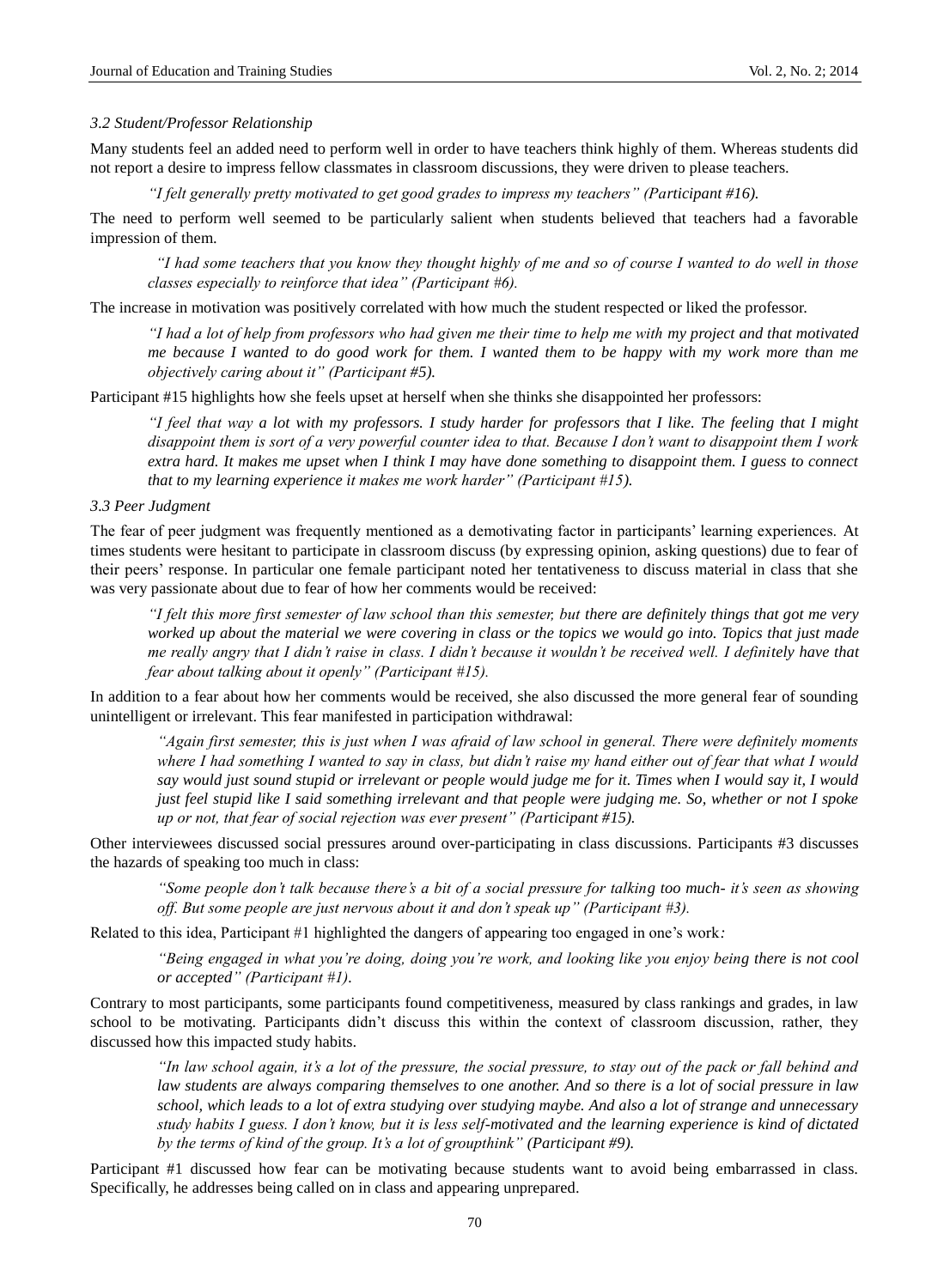### *3.2 Student/Professor Relationship*

Many students feel an added need to perform well in order to have teachers think highly of them. Whereas students did not report a desire to impress fellow classmates in classroom discussions, they were driven to please teachers.

> *"I felt generally pretty motivated to get good grades to impress my teachers" (Participant #16).*

The need to perform well seemed to be particularly salient when students believed that teachers had a favorable impression of them.

> *"I had some teachers that you know they thought highly of me and so of course I wanted to do well in those classes especially to reinforce that idea" (Participant #6).*

The increase in motivation was positively correlated with how much the student respected or liked the professor.

> *"I had a lot of help from professors who had given me their time to help me with my project and that motivated me because I wanted to do good work for them. I wanted them to be happy with my work more than me objectively caring about it" (Participant #5).*

Participant #15 highlights how she feels upset at herself when she thinks she disappointed her professors:

> *"I feel that way a lot with my professors. I study harder for professors that I like. The feeling that I might disappoint them is sort of a very powerful counter idea to that. Because I don't want to disappoint them I work extra hard. It makes me upset when I think I may have done something to disappoint them. I guess to connect that to my learning experience it makes me work harder" (Participant #15).*

### *3.3 Peer Judgment*

The fear of peer judgment was frequently mentioned as a demotivating factor in participants' learning experiences. At times students were hesitant to participate in classroom discuss (by expressing opinion, asking questions) due to fear of their peers' response. In particular one female participant noted her tentativeness to discuss material in class that she was very passionate about due to fear of how her comments would be received:

> *"I felt this more first semester of law school than this semester, but there are definitely things that got me very worked up about the material we were covering in class or the topics we would go into. Topics that just made me really angry that I didn't raise in class. I didn't because it wouldn't be received well. I definitely have that fear about talking about it openly" (Participant #15).*

In addition to a fear about how her comments would be received, she also discussed the more general fear of sounding unintelligent or irrelevant. This fear manifested in participation withdrawal:

> *"Again first semester, this is just when I was afraid of law school in general. There were definitely moments where I had something I wanted to say in class, but didn't raise my hand either out of fear that what I would say would just sound stupid or irrelevant or people would judge me for it. Times when I would say it, I would just feel stupid like I said something irrelevant and that people were judging me. So, whether or not I spoke up or not, that fear of social rejection was ever present" (Participant #15).*

Other interviewees discussed social pressures around over-participating in class discussions. Participants #3 discusses the hazards of speaking too much in class:

> *"Some people don't talk because there's a bit of a social pressure for talking too much- it's seen as showing off. But some people are just nervous about it and don't speak up" (Participant #3).*

Related to this idea, Participant #1 highlighted the dangers of appearing too engaged in one's work*:*

> *"Being engaged in what you're doing, doing you're work, and looking like you enjoy being there is not cool or accepted" (Participant #1)*.

Contrary to most participants, some participants found competitiveness, measured by class rankings and grades, in law school to be motivating. Participants didn't discuss this within the context of classroom discussion, rather, they discussed how this impacted study habits.

> *"In law school again, it's a lot of the pressure, the social pressure, to stay out of the pack or fall behind and law students are always comparing themselves to one another. And so there is a lot of social pressure in law school, which leads to a lot of extra studying over studying maybe. And also a lot of strange and unnecessary study habits I guess. I don't know, but it is less self-motivated and the learning experience is kind of dictated by the terms of kind of the group. It's a lot of groupthink" (Participant #9).*

Participant #1 discussed how fear can be motivating because students want to avoid being embarrassed in class. Specifically, he addresses being called on in class and appearing unprepared.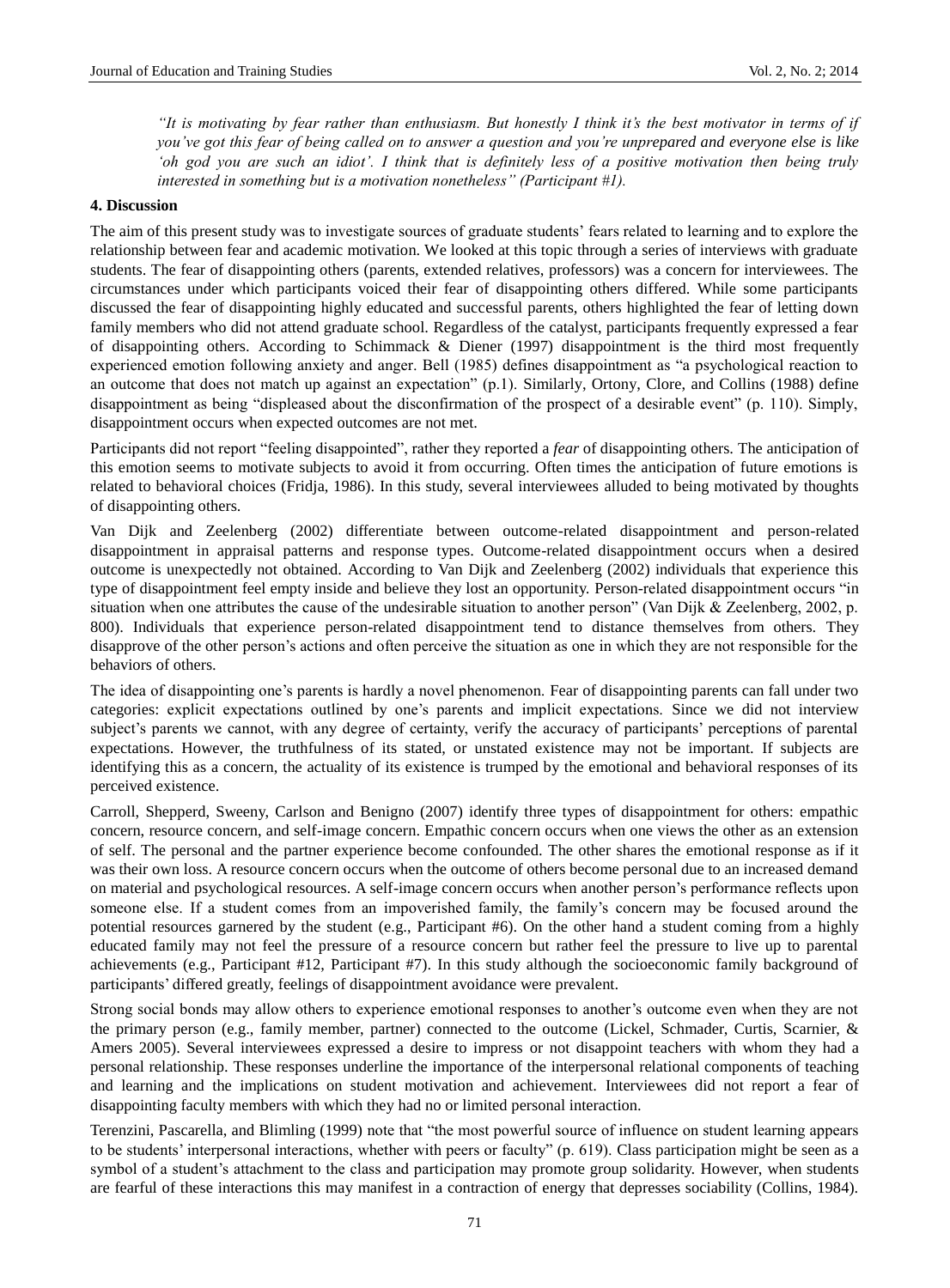*"It is motivating by fear rather than enthusiasm. But honestly I think it's the best motivator in terms of if you've got this fear of being called on to answer a question and you're unprepared and everyone else is like 'oh god you are such an idiot'. I think that is definitely less of a positive motivation then being truly interested in something but is a motivation nonetheless" (Participant #1).*

## 4. Discussion

The aim of this present study was to investigate sources of graduate students' fears related to learning and to explore the relationship between fear and academic motivation. We looked at this topic through a series of interviews with graduate students. The fear of disappointing others (parents, extended relatives, professors) was a concern for interviewees. The circumstances under which participants voiced their fear of disappointing others differed. While some participants discussed the fear of disappointing highly educated and successful parents, others highlighted the fear of letting down family members who did not attend graduate school. Regardless of the catalyst, participants frequently expressed a fear of disappointing others. According to Schimmack & Diener (1997) disappointment is the third most frequently experienced emotion following anxiety and anger. Bell (1985) defines disappointment as "a psychological reaction to an outcome that does not match up against an expectation" (p.1). Similarly, Ortony, Clore, and Collins (1988) define disappointment as being "displeased about the disconfirmation of the prospect of a desirable event" (p. 110). Simply, disappointment occurs when expected outcomes are not met.

Participants did not report "feeling disappointed", rather they reported a *fear* of disappointing others. The anticipation of this emotion seems to motivate subjects to avoid it from occurring. Often times the anticipation of future emotions is related to behavioral choices (Fridja, 1986). In this study, several interviewees alluded to being motivated by thoughts of disappointing others.

Van Dijk and Zeelenberg (2002) differentiate between outcome-related disappointment and person-related disappointment in appraisal patterns and response types. Outcome-related disappointment occurs when a desired outcome is unexpectedly not obtained. According to Van Dijk and Zeelenberg (2002) individuals that experience this type of disappointment feel empty inside and believe they lost an opportunity. Person-related disappointment occurs "in situation when one attributes the cause of the undesirable situation to another person" (Van Dijk & Zeelenberg, 2002, p. 800). Individuals that experience person-related disappointment tend to distance themselves from others. They disapprove of the other person's actions and often perceive the situation as one in which they are not responsible for the behaviors of others.

The idea of disappointing one's parents is hardly a novel phenomenon. Fear of disappointing parents can fall under two categories: explicit expectations outlined by one's parents and implicit expectations. Since we did not interview subject's parents we cannot, with any degree of certainty, verify the accuracy of participants' perceptions of parental expectations. However, the truthfulness of its stated, or unstated existence may not be important. If subjects are identifying this as a concern, the actuality of its existence is trumped by the emotional and behavioral responses of its perceived existence.

Carroll, Shepperd, Sweeny, Carlson and Benigno (2007) identify three types of disappointment for others: empathic concern, resource concern, and self-image concern. Empathic concern occurs when one views the other as an extension of self. The personal and the partner experience become confounded. The other shares the emotional response as if it was their own loss. A resource concern occurs when the outcome of others become personal due to an increased demand on material and psychological resources. A self-image concern occurs when another person's performance reflects upon someone else. If a student comes from an impoverished family, the family's concern may be focused around the potential resources garnered by the student (e.g., Participant #6). On the other hand a student coming from a highly educated family may not feel the pressure of a resource concern but rather feel the pressure to live up to parental achievements (e.g., Participant #12, Participant #7). In this study although the socioeconomic family background of participants' differed greatly, feelings of disappointment avoidance were prevalent.

Strong social bonds may allow others to experience emotional responses to another's outcome even when they are not the primary person (e.g., family member, partner) connected to the outcome (Lickel, Schmader, Curtis, Scarnier, & Amers 2005). Several interviewees expressed a desire to impress or not disappoint teachers with whom they had a personal relationship. These responses underline the importance of the interpersonal relational components of teaching and learning and the implications on student motivation and achievement. Interviewees did not report a fear of disappointing faculty members with which they had no or limited personal interaction.

Terenzini, Pascarella, and Blimling (1999) note that "the most powerful source of influence on student learning appears to be students' interpersonal interactions, whether with peers or faculty" (p. 619). Class participation might be seen as a symbol of a student's attachment to the class and participation may promote group solidarity. However, when students are fearful of these interactions this may manifest in a contraction of energy that depresses sociability (Collins, 1984).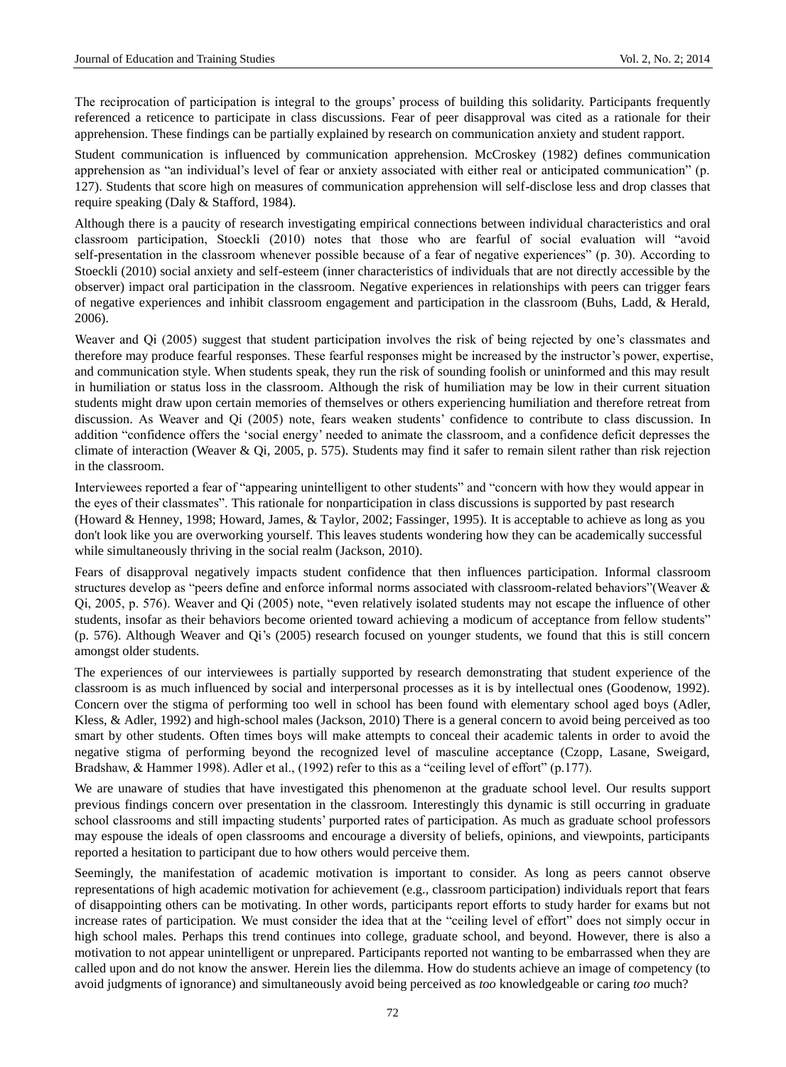The reciprocation of participation is integral to the groups' process of building this solidarity. Participants frequently referenced a reticence to participate in class discussions. Fear of peer disapproval was cited as a rationale for their apprehension. These findings can be partially explained by research on communication anxiety and student rapport.

Student communication is influenced by communication apprehension. McCroskey (1982) defines communication apprehension as "an individual's level of fear or anxiety associated with either real or anticipated communication" (p. 127). Students that score high on measures of communication apprehension will self-disclose less and drop classes that require speaking (Daly & Stafford, 1984).

Although there is a paucity of research investigating empirical connections between individual characteristics and oral classroom participation, Stoeckli (2010) notes that those who are fearful of social evaluation will "avoid self-presentation in the classroom whenever possible because of a fear of negative experiences" (p. 30). According to Stoeckli (2010) social anxiety and self-esteem (inner characteristics of individuals that are not directly accessible by the observer) impact oral participation in the classroom. Negative experiences in relationships with peers can trigger fears of negative experiences and inhibit classroom engagement and participation in the classroom (Buhs, Ladd, & Herald, 2006).

Weaver and Qi (2005) suggest that student participation involves the risk of being rejected by one's classmates and therefore may produce fearful responses. These fearful responses might be increased by the instructor's power, expertise, and communication style. When students speak, they run the risk of sounding foolish or uninformed and this may result in humiliation or status loss in the classroom. Although the risk of humiliation may be low in their current situation students might draw upon certain memories of themselves or others experiencing humiliation and therefore retreat from discussion. As Weaver and Qi (2005) note, fears weaken students' confidence to contribute to class discussion. In addition "confidence offers the 'social energy' needed to animate the classroom, and a confidence deficit depresses the climate of interaction (Weaver & Qi, 2005, p. 575). Students may find it safer to remain silent rather than risk rejection in the classroom.

Interviewees reported a fear of "appearing unintelligent to other students" and "concern with how they would appear in the eyes of their classmates". This rationale for nonparticipation in class discussions is supported by past research (Howard & Henney, 1998; Howard, James, & Taylor, 2002; Fassinger, 1995). It is acceptable to achieve as long as you don't look like you are overworking yourself. This leaves students wondering how they can be academically successful while simultaneously thriving in the social realm (Jackson, 2010).

Fears of disapproval negatively impacts student confidence that then influences participation. Informal classroom structures develop as "peers define and enforce informal norms associated with classroom-related behaviors"(Weaver & Qi, 2005, p. 576). Weaver and Qi (2005) note, "even relatively isolated students may not escape the influence of other students, insofar as their behaviors become oriented toward achieving a modicum of acceptance from fellow students" (p. 576). Although Weaver and Qi's (2005) research focused on younger students, we found that this is still concern amongst older students.

The experiences of our interviewees is partially supported by research demonstrating that student experience of the classroom is as much influenced by social and interpersonal processes as it is by intellectual ones (Goodenow, 1992). Concern over the stigma of performing too well in school has been found with elementary school aged boys (Adler, Kless, & Adler, 1992) and high-school males (Jackson, 2010) There is a general concern to avoid being perceived as too smart by other students. Often times boys will make attempts to conceal their academic talents in order to avoid the negative stigma of performing beyond the recognized level of masculine acceptance (Czopp, Lasane, Sweigard, Bradshaw, & Hammer 1998). Adler et al., (1992) refer to this as a "ceiling level of effort" (p.177).

We are unaware of studies that have investigated this phenomenon at the graduate school level. Our results support previous findings concern over presentation in the classroom. Interestingly this dynamic is still occurring in graduate school classrooms and still impacting students' purported rates of participation. As much as graduate school professors may espouse the ideals of open classrooms and encourage a diversity of beliefs, opinions, and viewpoints, participants reported a hesitation to participant due to how others would perceive them.

Seemingly, the manifestation of academic motivation is important to consider. As long as peers cannot observe representations of high academic motivation for achievement (e.g., classroom participation) individuals report that fears of disappointing others can be motivating. In other words, participants report efforts to study harder for exams but not increase rates of participation. We must consider the idea that at the "ceiling level of effort" does not simply occur in high school males. Perhaps this trend continues into college, graduate school, and beyond. However, there is also a motivation to not appear unintelligent or unprepared. Participants reported not wanting to be embarrassed when they are called upon and do not know the answer. Herein lies the dilemma. How do students achieve an image of competency (to avoid judgments of ignorance) and simultaneously avoid being perceived as *too* knowledgeable or caring *too* much?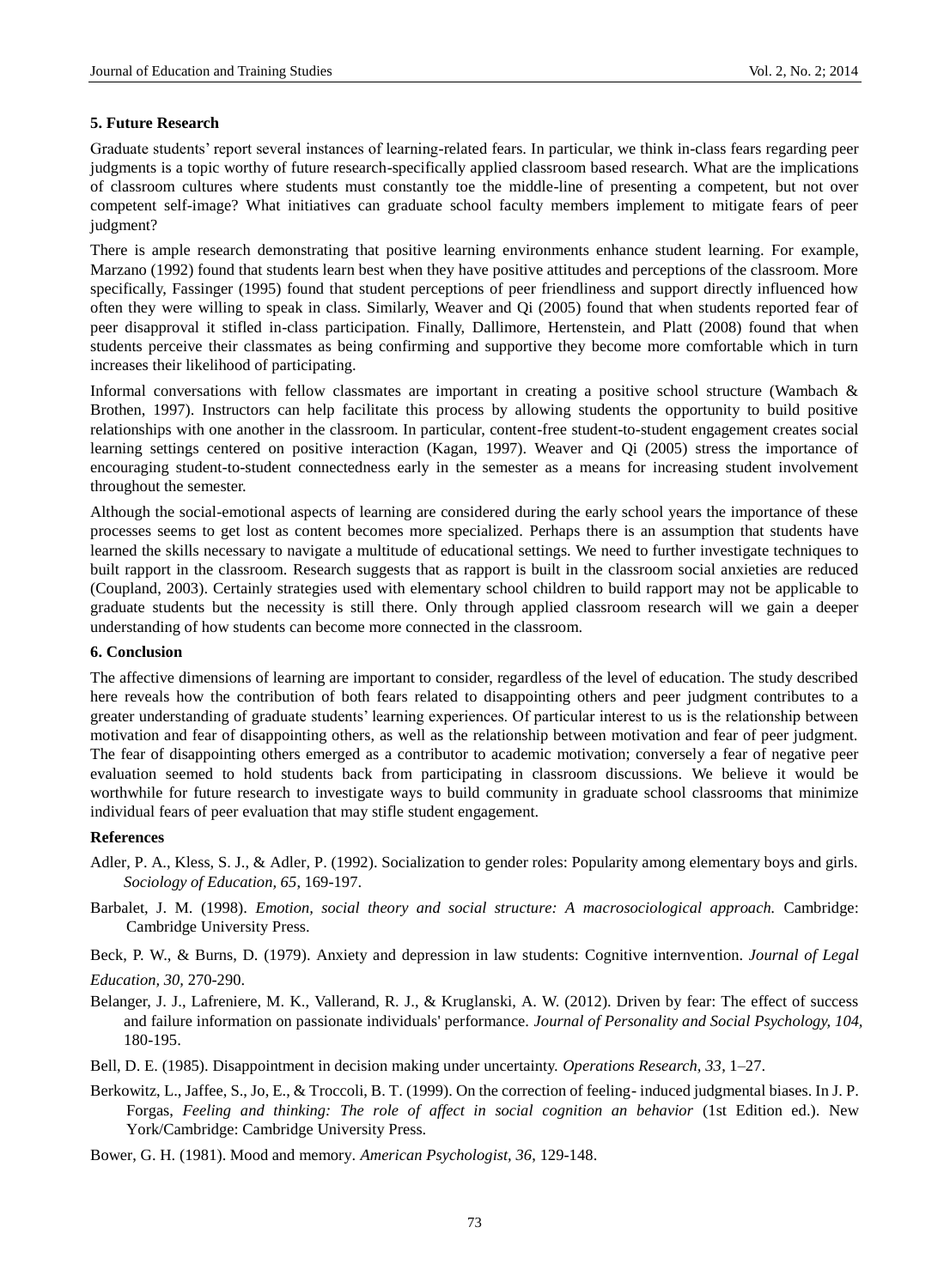## 5. Future Research

Graduate students' report several instances of learning-related fears. In particular, we think in-class fears regarding peer judgments is a topic worthy of future research-specifically applied classroom based research. What are the implications of classroom cultures where students must constantly toe the middle-line of presenting a competent, but not over competent self-image? What initiatives can graduate school faculty members implement to mitigate fears of peer judgment?

There is ample research demonstrating that positive learning environments enhance student learning. For example, Marzano (1992) found that students learn best when they have positive attitudes and perceptions of the classroom. More specifically, Fassinger (1995) found that student perceptions of peer friendliness and support directly influenced how often they were willing to speak in class. Similarly, Weaver and Qi (2005) found that when students reported fear of peer disapproval it stifled in-class participation. Finally, Dallimore, Hertenstein, and Platt (2008) found that when students perceive their classmates as being confirming and supportive they become more comfortable which in turn increases their likelihood of participating.

Informal conversations with fellow classmates are important in creating a positive school structure (Wambach & Brothen, 1997). Instructors can help facilitate this process by allowing students the opportunity to build positive relationships with one another in the classroom. In particular, content-free student-to-student engagement creates social learning settings centered on positive interaction (Kagan, 1997). Weaver and Qi (2005) stress the importance of encouraging student-to-student connectedness early in the semester as a means for increasing student involvement throughout the semester.

Although the social-emotional aspects of learning are considered during the early school years the importance of these processes seems to get lost as content becomes more specialized. Perhaps there is an assumption that students have learned the skills necessary to navigate a multitude of educational settings. We need to further investigate techniques to built rapport in the classroom. Research suggests that as rapport is built in the classroom social anxieties are reduced (Coupland, 2003). Certainly strategies used with elementary school children to build rapport may not be applicable to graduate students but the necessity is still there. Only through applied classroom research will we gain a deeper understanding of how students can become more connected in the classroom.

## 6. Conclusion

The affective dimensions of learning are important to consider, regardless of the level of education. The study described here reveals how the contribution of both fears related to disappointing others and peer judgment contributes to a greater understanding of graduate students' learning experiences. Of particular interest to us is the relationship between motivation and fear of disappointing others, as well as the relationship between motivation and fear of peer judgment. The fear of disappointing others emerged as a contributor to academic motivation; conversely a fear of negative peer evaluation seemed to hold students back from participating in classroom discussions. We believe it would be worthwhile for future research to investigate ways to build community in graduate school classrooms that minimize individual fears of peer evaluation that may stifle student engagement.

## References

Adler, P. A., Kless, S. J., & Adler, P. (1992). Socialization to gender roles: Popularity among elementary boys and girls. *Sociology of Education, 65*, 169-197.

Barbalet, J. M. (1998). *Emotion, social theory and social structure: A macrosociological approach.* Cambridge: Cambridge University Press.

Beck, P. W., & Burns, D. (1979). Anxiety and depression in law students: Cognitive internvention. *Journal of Legal Education, 30,* 270-290.

Belanger, J. J., Lafreniere, M. K., Vallerand, R. J., & Kruglanski, A. W. (2012). Driven by fear: The effect of success and failure information on passionate individuals' performance. *Journal of Personality and Social Psychology, 104,* 180-195.

Bell, D. E. (1985). Disappointment in decision making under uncertainty. *Operations Research, 33*, 1–27.

Berkowitz, L., Jaffee, S., Jo, E., & Troccoli, B. T. (1999). On the correction of feeling- induced judgmental biases. In J. P. Forgas, *Feeling and thinking: The role of affect in social cognition an behavior* (1st Edition ed.). New York/Cambridge: Cambridge University Press.

Bower, G. H. (1981). Mood and memory. *American Psychologist, 36*, 129-148.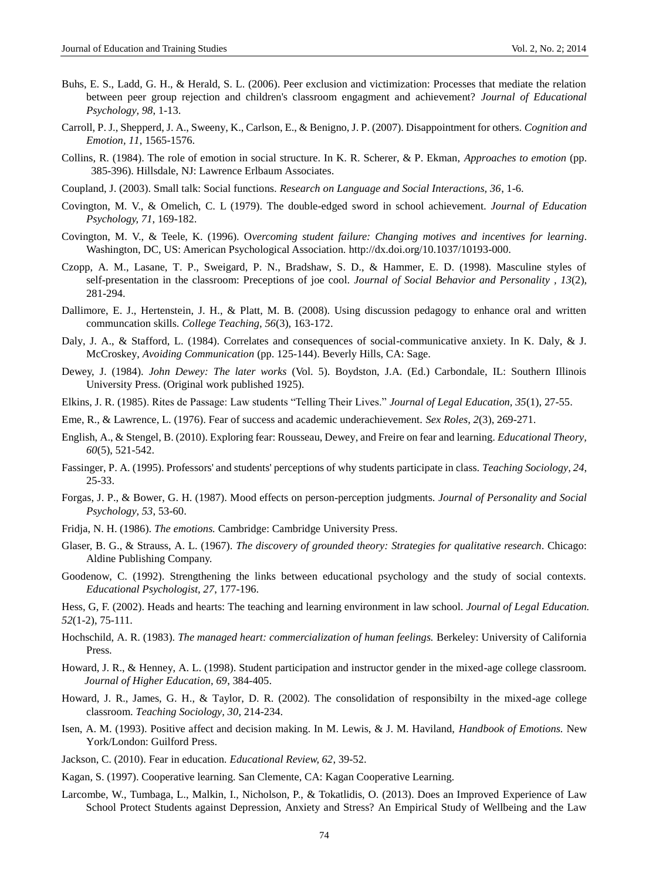Buhs, E. S., Ladd, G. H., & Herald, S. L. (2006). Peer exclusion and victimization: Processes that mediate the relation between peer group rejection and children's classroom engagment and achievement? *Journal of Educational Psychology, 98*, 1-13.

Carroll, P. J., Shepperd, J. A., Sweeny, K., Carlson, E., & Benigno, J. P. (2007). Disappointment for others. *Cognition and Emotion, 11*, 1565-1576.

Collins, R. (1984). The role of emotion in social structure. In K. R. Scherer, & P. Ekman, *Approaches to emotion* (pp. 385-396). Hillsdale, NJ: Lawrence Erlbaum Associates.

Coupland, J. (2003). Small talk: Social functions. *Research on Language and Social Interactions, 36*, 1-6.

Covington, M. V., & Omelich, C. L (1979). The double-edged sword in school achievement. *Journal of Education Psychology, 71*, 169-182.

Covington, M. V., & Teele, K. (1996). O*vercoming student failure: Changing motives and incentives for learning*. Washington, DC, US: American Psychological Association. http://dx.doi.org/10.1037/10193-000.

Czopp, A. M., Lasane, T. P., Sweigard, P. N., Bradshaw, S. D., & Hammer, E. D. (1998). Masculine styles of self-presentation in the classroom: Preceptions of joe cool. *Journal of Social Behavior and Personality , 13*(2), 281-294.

Dallimore, E. J., Hertenstein, J. H., & Platt, M. B. (2008). Using discussion pedagogy to enhance oral and written communcation skills. *College Teaching, 56*(3), 163-172.

Daly, J. A., & Stafford, L. (1984). Correlates and consequences of social-communicative anxiety. In K. Daly, & J. McCroskey, *Avoiding Communication* (pp. 125-144). Beverly Hills, CA: Sage.

Dewey, J. (1984). *John Dewey: The later works* (Vol. 5). Boydston, J.A. (Ed.) Carbondale, IL: Southern Illinois University Press. (Original work published 1925).

Elkins, J. R. (1985). Rites de Passage: Law students "Telling Their Lives." *Journal of Legal Education, 35*(1), 27-55.

Eme, R., & Lawrence, L. (1976). Fear of success and academic underachievement. *Sex Roles, 2*(3), 269-271.

English, A., & Stengel, B. (2010). Exploring fear: Rousseau, Dewey, and Freire on fear and learning. *Educational Theory, 60*(5), 521-542.

Fassinger, P. A. (1995). Professors' and students' perceptions of why students participate in class. *Teaching Sociology, 24*, 25-33.

Forgas, J. P., & Bower, G. H. (1987). Mood effects on person-perception judgments. *Journal of Personality and Social Psychology, 53*, 53-60.

Fridja, N. H. (1986). *The emotions.* Cambridge: Cambridge University Press.

Glaser, B. G., & Strauss, A. L. (1967). *The discovery of grounded theory: Strategies for qualitative research*. Chicago: Aldine Publishing Company.

Goodenow, C. (1992). Strengthening the links between educational psychology and the study of social contexts. *Educational Psychologist, 27*, 177-196.

Hess, G, F. (2002). Heads and hearts: The teaching and learning environment in law school. *Journal of Legal Education. 52*(1-2), 75-111.

Hochschild, A. R. (1983). *The managed heart: commercialization of human feelings.* Berkeley: University of California Press.

Howard, J. R., & Henney, A. L. (1998). Student participation and instructor gender in the mixed-age college classroom. *Journal of Higher Education, 69*, 384-405.

Howard, J. R., James, G. H., & Taylor, D. R. (2002). The consolidation of responsibilty in the mixed-age college classroom. *Teaching Sociology, 30*, 214-234.

Isen, A. M. (1993). Positive affect and decision making. In M. Lewis, & J. M. Haviland, *Handbook of Emotions.* New York/London: Guilford Press.

Jackson, C. (2010). Fear in education. *Educational Review, 62*, 39-52.

Kagan, S. (1997). Cooperative learning. San Clemente, CA: Kagan Cooperative Learning.

Larcombe, W., Tumbaga, L., Malkin, I., Nicholson, P., & Tokatlidis, O. (2013). Does an Improved Experience of Law School Protect Students against Depression, Anxiety and Stress? An Empirical Study of Wellbeing and the Law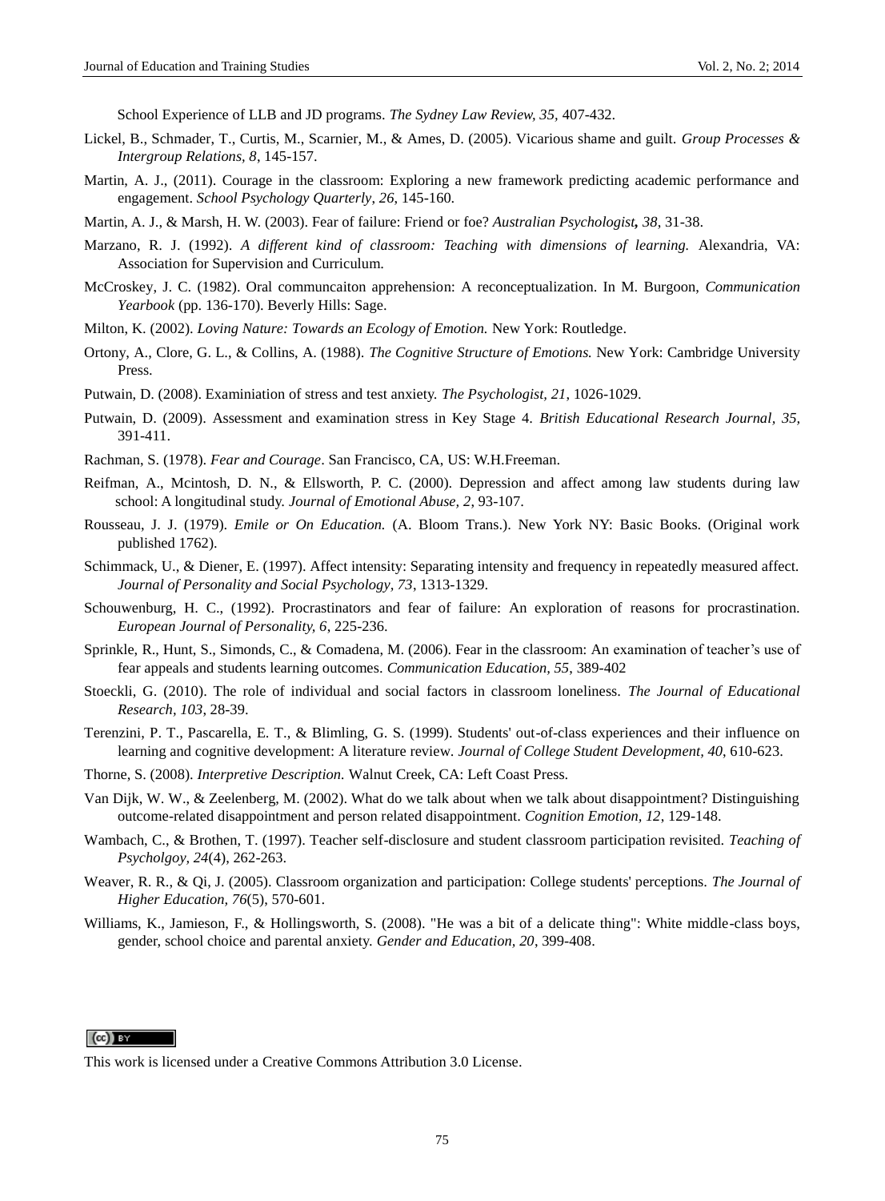School Experience of LLB and JD programs. *The Sydney Law Review, 35,* 407-432.

Lickel, B., Schmader, T., Curtis, M., Scarnier, M., & Ames, D. (2005). Vicarious shame and guilt. *Group Processes & Intergroup Relations, 8*, 145-157.

Martin, A. J., (2011). Courage in the classroom: Exploring a new framework predicting academic performance and engagement. *School Psychology Quarterly, 26*, 145-160.

Martin, A. J., & Marsh, H. W. (2003). Fear of failure: Friend or foe? *Australian Psychologist, 38*, 31-38.

Marzano, R. J. (1992). *A different kind of classroom: Teaching with dimensions of learning.* Alexandria, VA: Association for Supervision and Curriculum.

McCroskey, J. C. (1982). Oral communcaiton apprehension: A reconceptualization. In M. Burgoon, *Communication Yearbook* (pp. 136-170). Beverly Hills: Sage.

Milton, K. (2002). *Loving Nature: Towards an Ecology of Emotion.* New York: Routledge.

Ortony, A., Clore, G. L., & Collins, A. (1988). *The Cognitive Structure of Emotions.* New York: Cambridge University Press.

Putwain, D. (2008). Examiniation of stress and test anxiety. *The Psychologist, 21*, 1026-1029.

Putwain, D. (2009). Assessment and examination stress in Key Stage 4. *British Educational Research Journal, 35,* 391-411.

Rachman, S. (1978). *Fear and Courage*. San Francisco, CA, US: W.H.Freeman.

Reifman, A., Mcintosh, D. N., & Ellsworth, P. C. (2000). Depression and affect among law students during law school: A longitudinal study. *Journal of Emotional Abuse, 2*, 93-107.

Rousseau, J. J. (1979). *Emile or On Education.* (A. Bloom Trans.). New York NY: Basic Books. (Original work published 1762).

Schimmack, U., & Diener, E. (1997). Affect intensity: Separating intensity and frequency in repeatedly measured affect. *Journal of Personality and Social Psychology, 73*, 1313-1329.

Schouwenburg, H. C., (1992). Procrastinators and fear of failure: An exploration of reasons for procrastination. *European Journal of Personality, 6*, 225-236.

Sprinkle, R., Hunt, S., Simonds, C., & Comadena, M. (2006). Fear in the classroom: An examination of teacher's use of fear appeals and students learning outcomes. *Communication Education, 55*, 389-402

Stoeckli, G. (2010). The role of individual and social factors in classroom loneliness. *The Journal of Educational Research, 103,* 28-39.

Terenzini, P. T., Pascarella, E. T., & Blimling, G. S. (1999). Students' out-of-class experiences and their influence on learning and cognitive development: A literature review. *Journal of College Student Development, 40*, 610-623.

Thorne, S. (2008). *Interpretive Description.* Walnut Creek, CA: Left Coast Press.

Van Dijk, W. W., & Zeelenberg, M. (2002). What do we talk about when we talk about disappointment? Distinguishing outcome-related disappointment and person related disappointment. *Cognition Emotion, 12*, 129-148.

Wambach, C., & Brothen, T. (1997). Teacher self-disclosure and student classroom participation revisited. *Teaching of Psycholgoy, 24*(4), 262-263.

Weaver, R. R., & Qi, J. (2005). Classroom organization and participation: College students' perceptions. *The Journal of Higher Education, 76*(5), 570-601.

Williams, K., Jamieson, F., & Hollingsworth, S. (2008). "He was a bit of a delicate thing": White middle-class boys, gender, school choice and parental anxiety. *Gender and Education, 20*, 399-408.

This work is licensed under a Creative Commons Attribution 3.0 License.